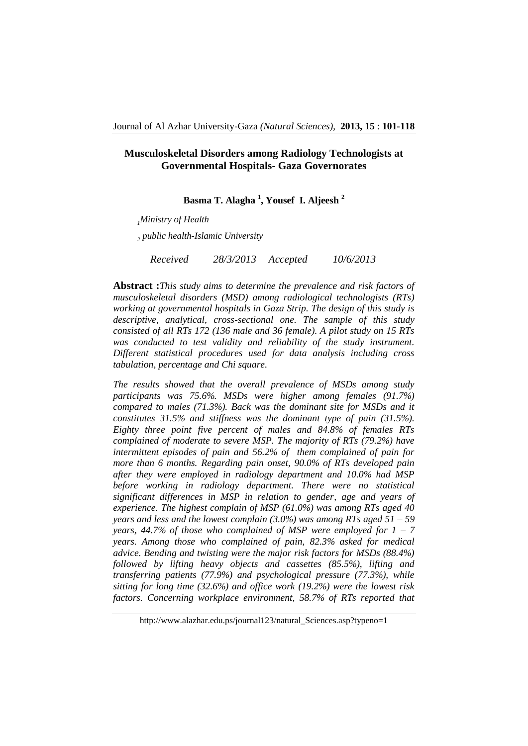# Musculoskeletal Disorders among Radiology Technologists at Governmental Hospitals- Gaza Governorates

**Basma T. Alagha [1], Yousef I. Aljeesh [2]**

[1] *Ministry of Health*

[2] *public health-Islamic University*

*Received 28/3/2013 Accepted 10/6/2013*

**Abstract :** *This study aims to determine the prevalence and risk factors of musculoskeletal disorders (MSD) among radiological technologists (RTs) working at governmental hospitals in Gaza Strip. The design of this study is descriptive, analytical, cross-sectional one. The sample of this study consisted of all RTs 172 (136 male and 36 female). A pilot study on 15 RTs was conducted to test validity and reliability of the study instrument. Different statistical procedures used for data analysis including cross tabulation, percentage and Chi square.*

*The results showed that the overall prevalence of MSDs among study participants was 75.6%. MSDs were higher among females (91.7%) compared to males (71.3%). Back was the dominant site for MSDs and it constitutes 31.5% and stiffness was the dominant type of pain (31.5%). Eighty three point five percent of males and 84.8% of females RTs complained of moderate to severe MSP. The majority of RTs (79.2%) have intermittent episodes of pain and 56.2% of them complained of pain for more than 6 months. Regarding pain onset, 90.0% of RTs developed pain after they were employed in radiology department and 10.0% had MSP before working in radiology department. There were no statistical significant differences in MSP in relation to gender, age and years of experience. The highest complain of MSP (61.0%) was among RTs aged 40 years and less and the lowest complain (3.0%) was among RTs aged 51 – 59 years, 44.7% of those who complained of MSP were employed for 1 – 7 years. Among those who complained of pain, 82.3% asked for medical advice. Bending and twisting were the major risk factors for MSDs (88.4%) followed by lifting heavy objects and cassettes (85.5%), lifting and transferring patients (77.9%) and psychological pressure (77.3%), while sitting for long time (32.6%) and office work (19.2%) were the lowest risk factors. Concerning workplace environment, 58.7% of RTs reported that*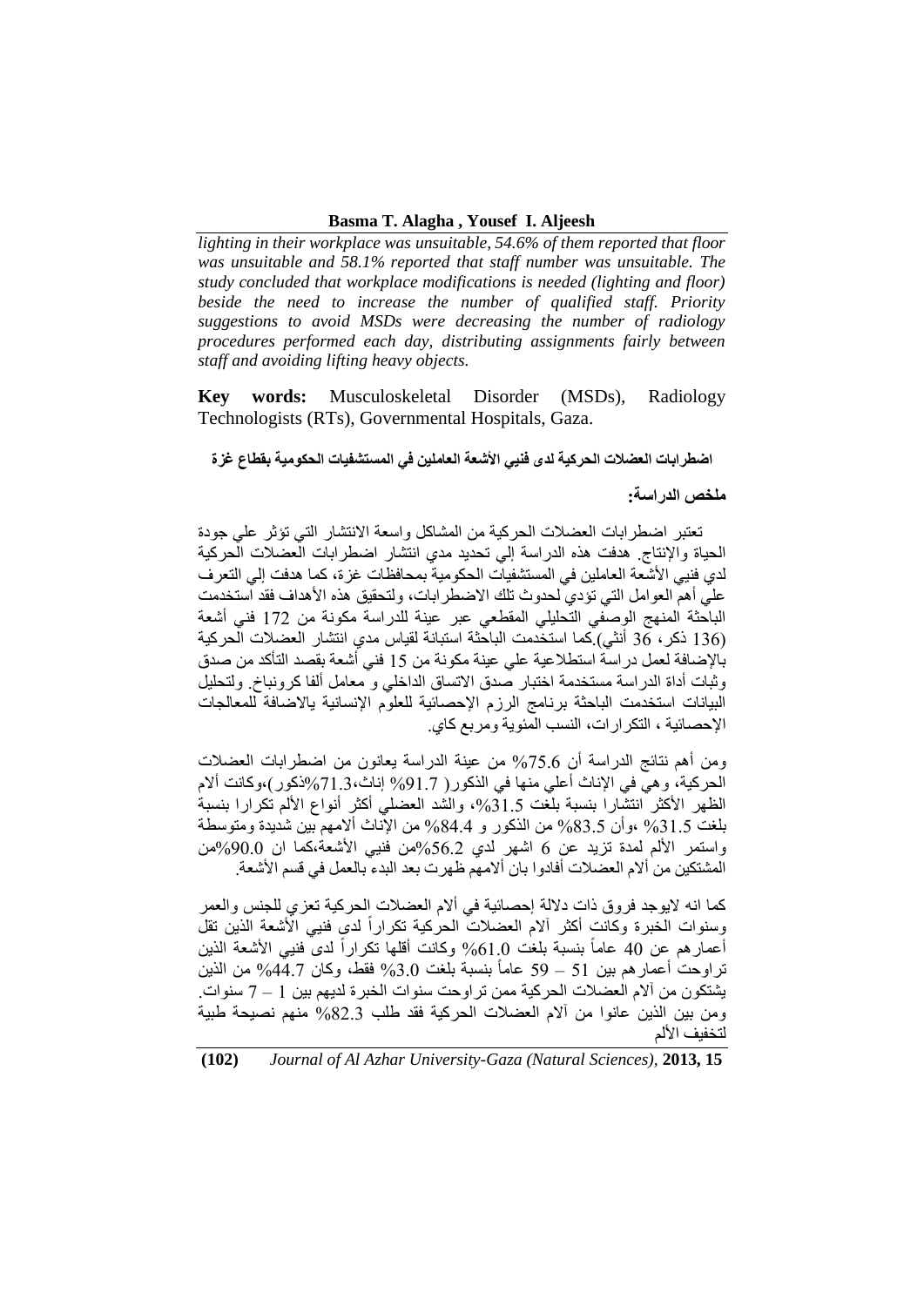*lighting in their workplace was unsuitable, 54.6% of them reported that floor was unsuitable and 58.1% reported that staff number was unsuitable. The study concluded that workplace modifications is needed (lighting and floor) beside the need to increase the number of qualified staff. Priority suggestions to avoid MSDs were decreasing the number of radiology procedures performed each day, distributing assignments fairly between staff and avoiding lifting heavy objects.*

**Key words:** Musculoskeletal Disorder (MSDs), Radiology Technologists (RTs), Governmental Hospitals, Gaza.

**اضطرابات العضلات الحركية لدى فنيي الأشعة العاملين في المستشفيات الحكومية بقطاع غزة**

**ملخص الدراسة:**

تعتبر اضطرابات العضلات الحركية من المشاكل واسعة الانتشار التي تؤثر على جودة الحياة والإنتاج. هدفت هذه الدراسة إلي تحديد مدي انتشار اضطرابات العضلات الحركية لدي فنيي الأشعة العاملين في المستشفيات الحكومية بمحافظات غزة، كما هدفت إلي التعرف علي أهم العوامل التي تؤدي لحدوث تلك الاضطرابات، ولتحقيق هذه الأهداف فقد استخدمت الباحثة المنهج الوصفي التحليلي المقطعي عبر عينة للدراسة مكونة من 172 فني أشعة (136 ذكر، 36 أنثي).كما استخدمت الباحثة استبانة لقياس مدي انتشار العضلات الحركية بالإضافة لعمل دراسة استطلاعية علي عينة مكونة من 15 فني أشعة بقصد التأكد من صدق وثبات أداة الدراسة مستخدمة اختبار صدق الاتساق الداخلي و معامل ألفا كرونباخ. ولتحليل البيانات استخدمت الباحثة برنامج الرزم الإحصائية للعلوم الإنسانية بالاضافة للمعالجات الإحصائية ، التكرارات، النسب المئوية ومربع كاي.

ومن أهم نتائج الدراسة أن 75.6% من عينة الدراسة يعانون من اضطرابات العضلات الحركية، وهي في الإناث أعلي منها في الذكور( 91.7% إناث،71.3%ذكور)،وكانت آلام الظهر الأكثر انتشارا بنسبة بلغت 31.5%، والشد العضلي أكثر أنواع الألم تكرارا بنسبة بلغت 31.5% ،وأن 83.5% من الذكور و 84.4% من الإناث آلامهم بين شديدة ومتوسطة واستمر الألم لمدة تزيد عن 6 اشهر لدي 56.2%من فنيي الأشعة،كما ان 90.0%من المشتكين من آلام العضلات أفادوا بان آلامهم ظهرت بعد البدء بالعمل في قسم الأشعة.

كما انه لايوجد فروق ذات دلالة إحصائية في آلام العضلات الحركية تعزي للجنس والعمر وسنوات الخبرة وكانت أكثر آلام العضلات الحركية تكراراً لدى فنيي الأشعة الذين تقل أعمارهم عن 40 عاماً بنسبة بلغت 61.0% وكانت أقلها تكراراً لدى فنيي الأشعة الذين تراوحت أعمارهم بين 51 – 59 عاماً بنسبة بلغت 3.0% فقط، وكان 44.7% من الذين يشتكون من آلام العضلات الحركية ممن تراوحت سنوات الخبرة لديهم بين 1 – 7 سنوات. ومن بين الذين عانوا من آلام العضلات الحركية فقد طلب 82.3% منهم نصيحة طبية لتخفيف الألم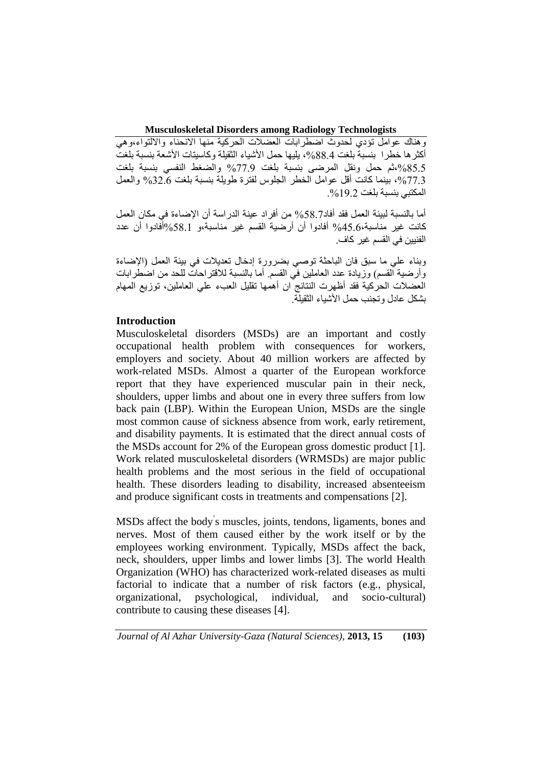وهناك عوامل تؤدي لحدوث اضطرابات العضلات الحركية منها الانحناء والالتواء،وهي أكثرها خطرا بنسبة بلغت 88.4%، يليها حمل الأشياء الثقيلة وكاسيتات الأشعة بنسبة بلغت 85.5%،ثم حمل ونقل المرضى بنسبة بلغت 77.9% والضغط النفسي بنسبة بلغت 77.3%، بينما كانت أقل عوامل الخطر الجلوس لفترة طويلة بنسبة بلغت 32.6% والعمل المكتبي بنسبة بلغت 19.2%.

أما بالنسبة لبيئة العمل فقد أفاد58.7% من أفراد عينة الدراسة أن الإضاءة في مكان العمل كانت غير مناسبة،45.6% أفادوا أن أرضية القسم غير مناسبة،و 58.1%أفادوا أن عدد الفنيين في القسم غير كاف.

وبناء علي ما سبق فان الباحثة توصي بضرورة إدخال تعديلات في بيئة العمل (الإضاءة وأرضية القسم) وزيادة عدد العاملين في القسم. أما بالنسبة للاقتراحات للحد من اضطرابات العضلات الحركية فقد أظهرت النتائج ان أهمها تقليل العبء علي العاملين، توزيع المهام بشكل عادل وتجنب حمل الأشياء الثقيلة.

## Introduction

Musculoskeletal disorders (MSDs) are an important and costly occupational health problem with consequences for workers, employers and society. About 40 million workers are affected by work-related MSDs. Almost a quarter of the European workforce report that they have experienced muscular pain in their neck, shoulders, upper limbs and about one in every three suffers from low back pain (LBP). Within the European Union, MSDs are the single most common cause of sickness absence from work, early retirement, and disability payments. It is estimated that the direct annual costs of the MSDs account for 2% of the European gross domestic product [1]. Work related musculoskeletal disorders (WRMSDs) are major public health problems and the most serious in the field of occupational health. These disorders leading to disability, increased absenteeism and produce significant costs in treatments and compensations [2].

MSDs affect the body's muscles, joints, tendons, ligaments, bones and nerves. Most of them caused either by the work itself or by the employees working environment. Typically, MSDs affect the back, neck, shoulders, upper limbs and lower limbs [3]. The world Health Organization (WHO) has characterized work-related diseases as multi factorial to indicate that a number of risk factors (e.g., physical, organizational, psychological, individual, and socio-cultural) contribute to causing these diseases [4].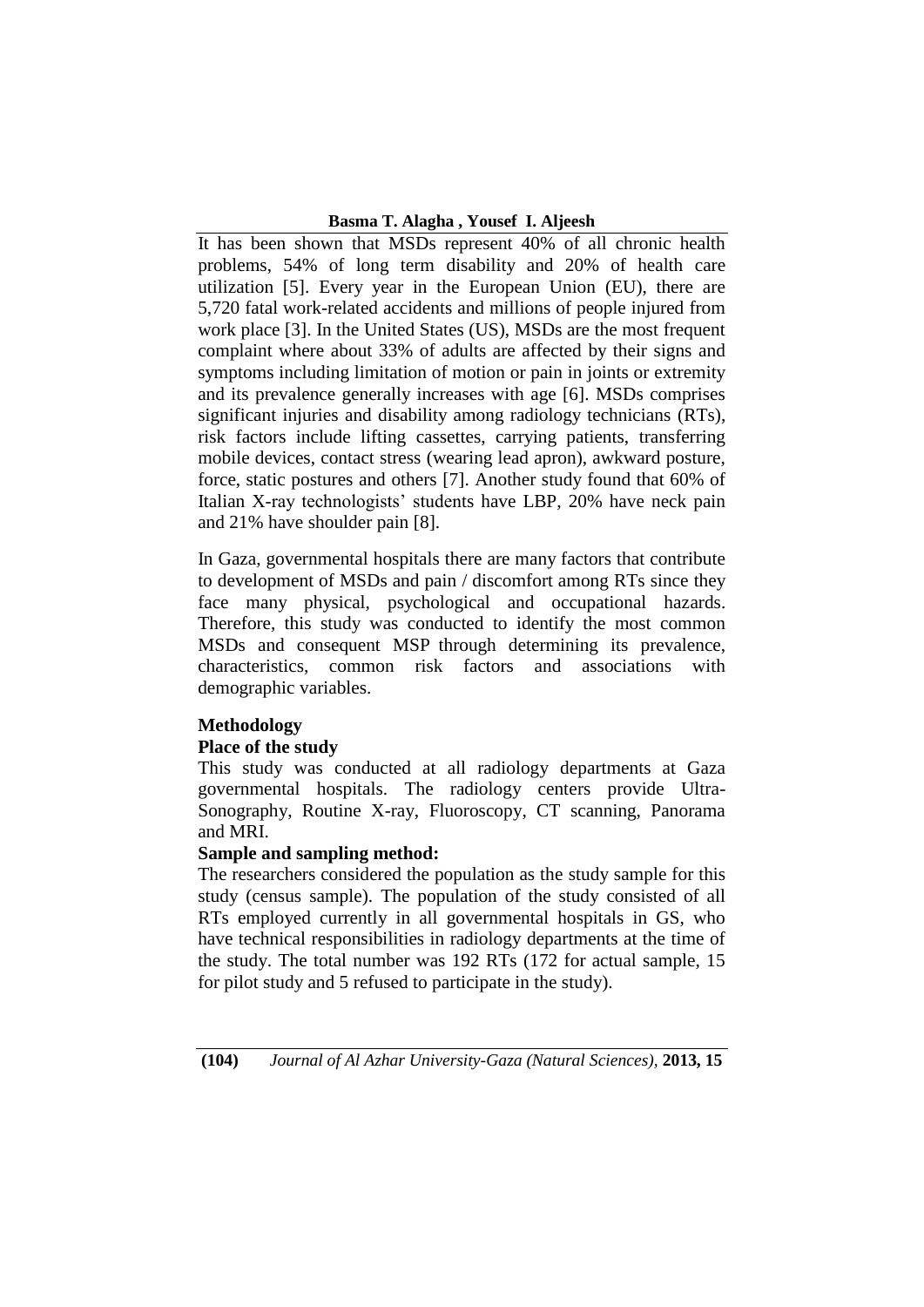It has been shown that MSDs represent 40% of all chronic health problems, 54% of long term disability and 20% of health care utilization [5]. Every year in the European Union (EU), there are 5,720 fatal work-related accidents and millions of people injured from work place [3]. In the United States (US), MSDs are the most frequent complaint where about 33% of adults are affected by their signs and symptoms including limitation of motion or pain in joints or extremity and its prevalence generally increases with age [6]. MSDs comprises significant injuries and disability among radiology technicians (RTs), risk factors include lifting cassettes, carrying patients, transferring mobile devices, contact stress (wearing lead apron), awkward posture, force, static postures and others [7]. Another study found that 60% of Italian X-ray technologists' students have LBP, 20% have neck pain and 21% have shoulder pain [8].

In Gaza, governmental hospitals there are many factors that contribute to development of MSDs and pain / discomfort among RTs since they face many physical, psychological and occupational hazards. Therefore, this study was conducted to identify the most common MSDs and consequent MSP through determining its prevalence, characteristics, common risk factors and associations with demographic variables.

## Methodology

### Place of the study

This study was conducted at all radiology departments at Gaza governmental hospitals. The radiology centers provide Ultra-Sonography, Routine X-ray, Fluoroscopy, CT scanning, Panorama and MRI.

### Sample and sampling method:

The researchers considered the population as the study sample for this study (census sample). The population of the study consisted of all RTs employed currently in all governmental hospitals in GS, who have technical responsibilities in radiology departments at the time of the study. The total number was 192 RTs (172 for actual sample, 15 for pilot study and 5 refused to participate in the study).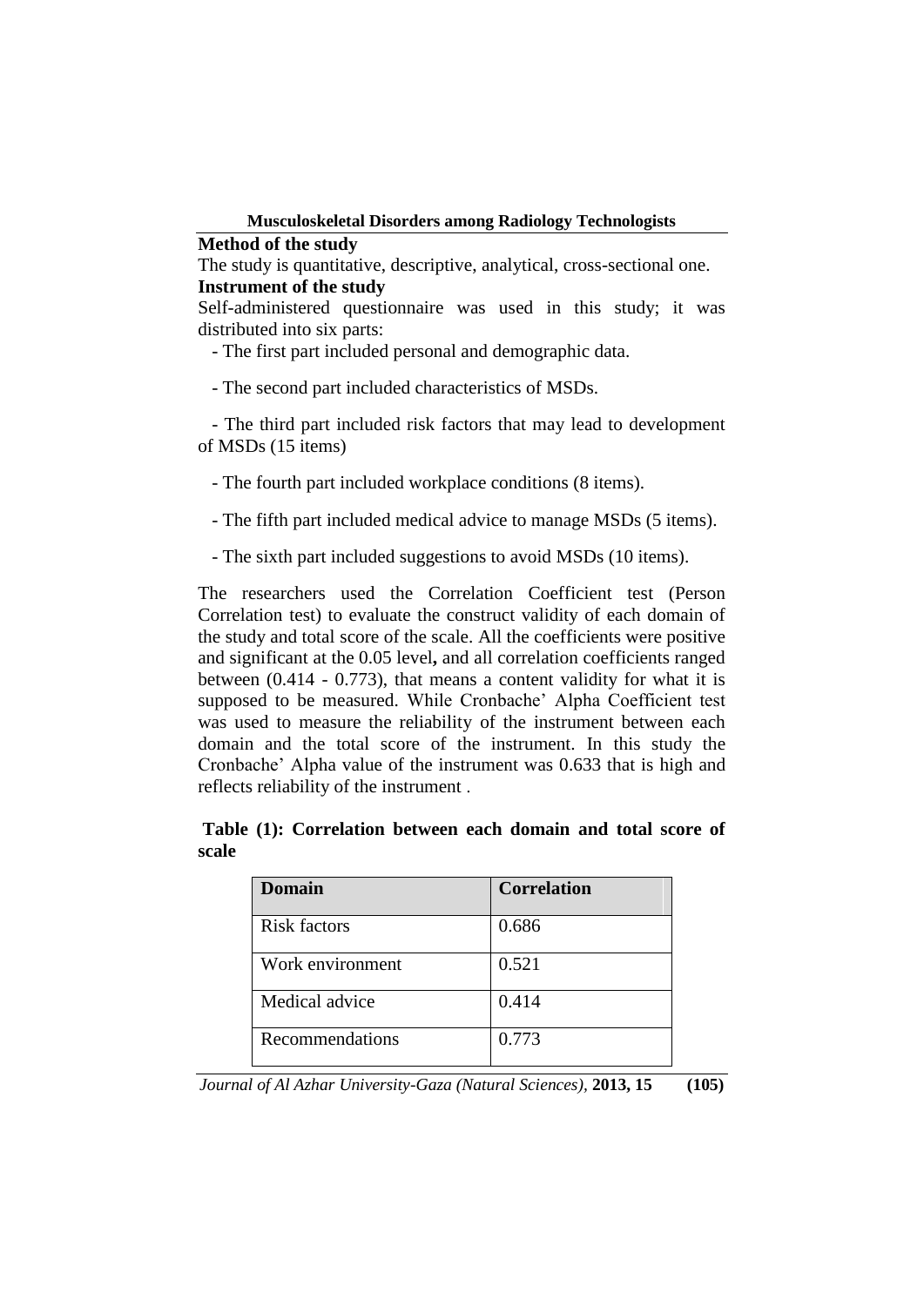### Method of the study

The study is quantitative, descriptive, analytical, cross-sectional one.

### Instrument of the study

Self-administered questionnaire was used in this study; it was distributed into six parts:

- The first part included personal and demographic data.
- The second part included characteristics of MSDs.
- The third part included risk factors that may lead to development of MSDs (15 items)
- The fourth part included workplace conditions (8 items).
- The fifth part included medical advice to manage MSDs (5 items).
- The sixth part included suggestions to avoid MSDs (10 items).

The researchers used the Correlation Coefficient test (Person Correlation test) to evaluate the construct validity of each domain of the study and total score of the scale. All the coefficients were positive and significant at the 0.05 level**,** and all correlation coefficients ranged between (0.414 - 0.773), that means a content validity for what it is supposed to be measured. While Cronbache' Alpha Coefficient test was used to measure the reliability of the instrument between each domain and the total score of the instrument. In this study the Cronbache' Alpha value of the instrument was 0.633 that is high and reflects reliability of the instrument .

**Table (1): Correlation between each domain and total score of scale**

| Domain | Correlation |
|---|---|
| Risk factors | 0.686 |
| Work environment | 0.521 |
| Medical advice | 0.414 |
| Recommendations | 0.773 |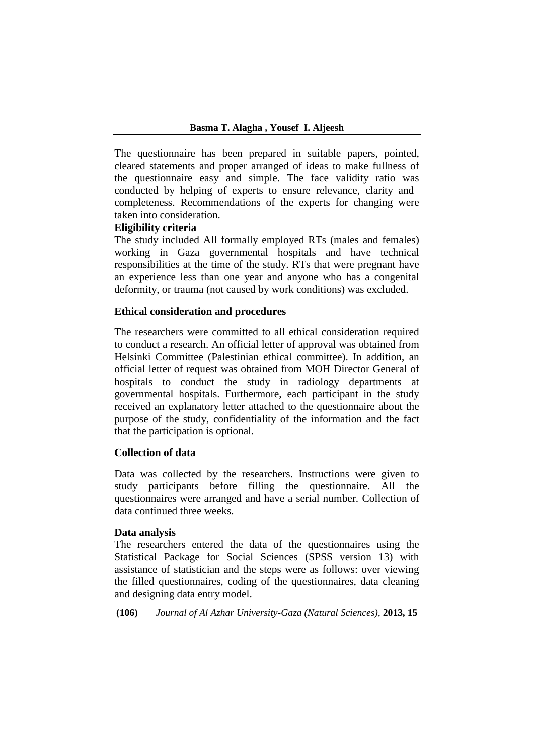The questionnaire has been prepared in suitable papers, pointed, cleared statements and proper arranged of ideas to make fullness of the questionnaire easy and simple. The face validity ratio was conducted by helping of experts to ensure relevance, clarity and completeness. Recommendations of the experts for changing were taken into consideration.

**Eligibility criteria**

The study included All formally employed RTs (males and females) working in Gaza governmental hospitals and have technical responsibilities at the time of the study. RTs that were pregnant have an experience less than one year and anyone who has a congenital deformity, or trauma (not caused by work conditions) was excluded.

**Ethical consideration and procedures**

The researchers were committed to all ethical consideration required to conduct a research. An official letter of approval was obtained from Helsinki Committee (Palestinian ethical committee). In addition, an official letter of request was obtained from MOH Director General of hospitals to conduct the study in radiology departments at governmental hospitals. Furthermore, each participant in the study received an explanatory letter attached to the questionnaire about the purpose of the study, confidentiality of the information and the fact that the participation is optional.

**Collection of data**

Data was collected by the researchers. Instructions were given to study participants before filling the questionnaire. All the questionnaires were arranged and have a serial number. Collection of data continued three weeks.

**Data analysis**

The researchers entered the data of the questionnaires using the Statistical Package for Social Sciences (SPSS version 13) with assistance of statistician and the steps were as follows: over viewing the filled questionnaires, coding of the questionnaires, data cleaning and designing data entry model.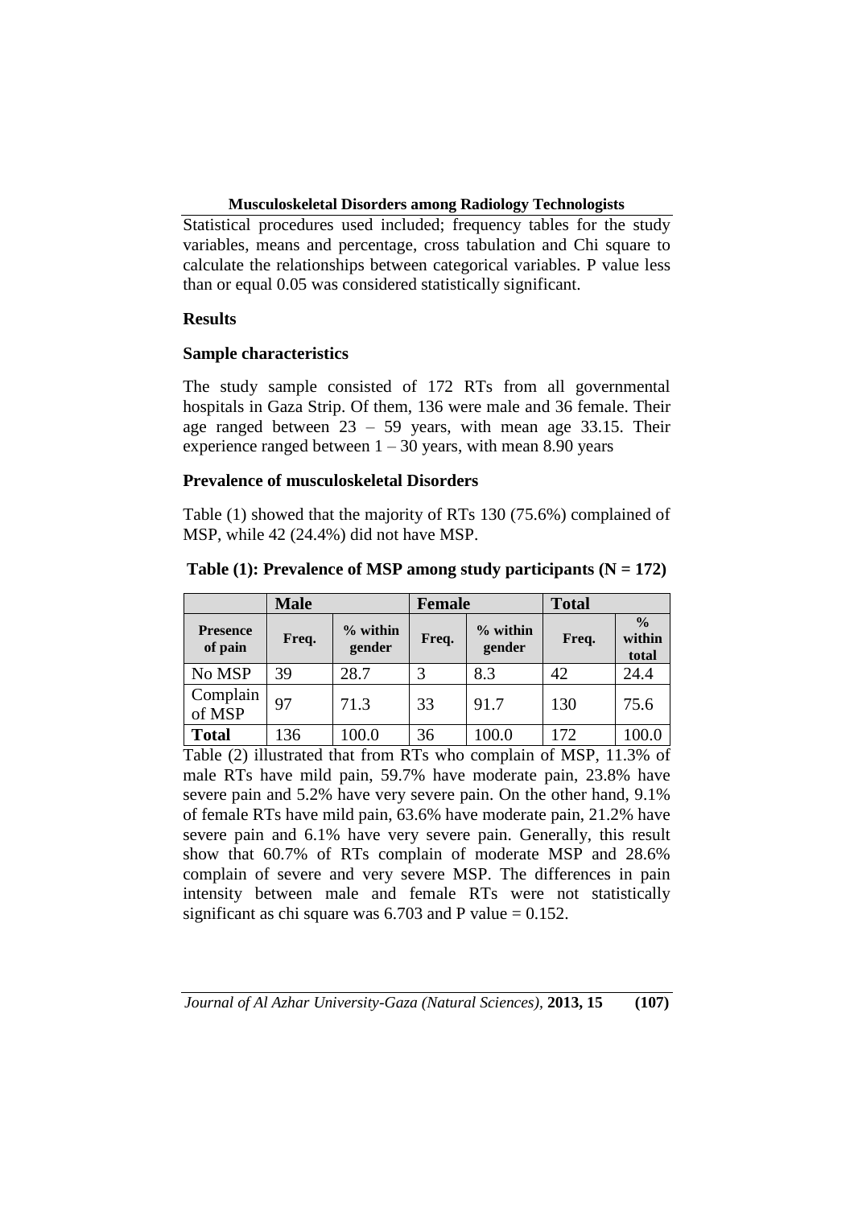Statistical procedures used included; frequency tables for the study variables, means and percentage, cross tabulation and Chi square to calculate the relationships between categorical variables. P value less than or equal 0.05 was considered statistically significant.

## Results

### Sample characteristics

The study sample consisted of 172 RTs from all governmental hospitals in Gaza Strip. Of them, 136 were male and 36 female. Their age ranged between 23 – 59 years, with mean age 33.15. Their experience ranged between 1 – 30 years, with mean 8.90 years

### Prevalence of musculoskeletal Disorders

Table (1) showed that the majority of RTs 130 (75.6%) complained of MSP, while 42 (24.4%) did not have MSP.

**Table (1): Prevalence of MSP among study participants (N = 172)**

| | **Male** | | **Female** | | **Total** | |
|---|---|---|---|---|---|---|
| **Presence of pain** | **Freq.** | **% within gender** | **Freq.** | **% within gender** | **Freq.** | **% within total** |
| No MSP | 39 | 28.7 | 3 | 8.3 | 42 | 24.4 |
| Complain of MSP | 97 | 71.3 | 33 | 91.7 | 130 | 75.6 |
| **Total** | 136 | 100.0 | 36 | 100.0 | 172 | 100.0 |

Table (2) illustrated that from RTs who complain of MSP, 11.3% of male RTs have mild pain, 59.7% have moderate pain, 23.8% have severe pain and 5.2% have very severe pain. On the other hand, 9.1% of female RTs have mild pain, 63.6% have moderate pain, 21.2% have severe pain and 6.1% have very severe pain. Generally, this result show that 60.7% of RTs complain of moderate MSP and 28.6% complain of severe and very severe MSP. The differences in pain intensity between male and female RTs were not statistically significant as chi square was 6.703 and P value = 0.152.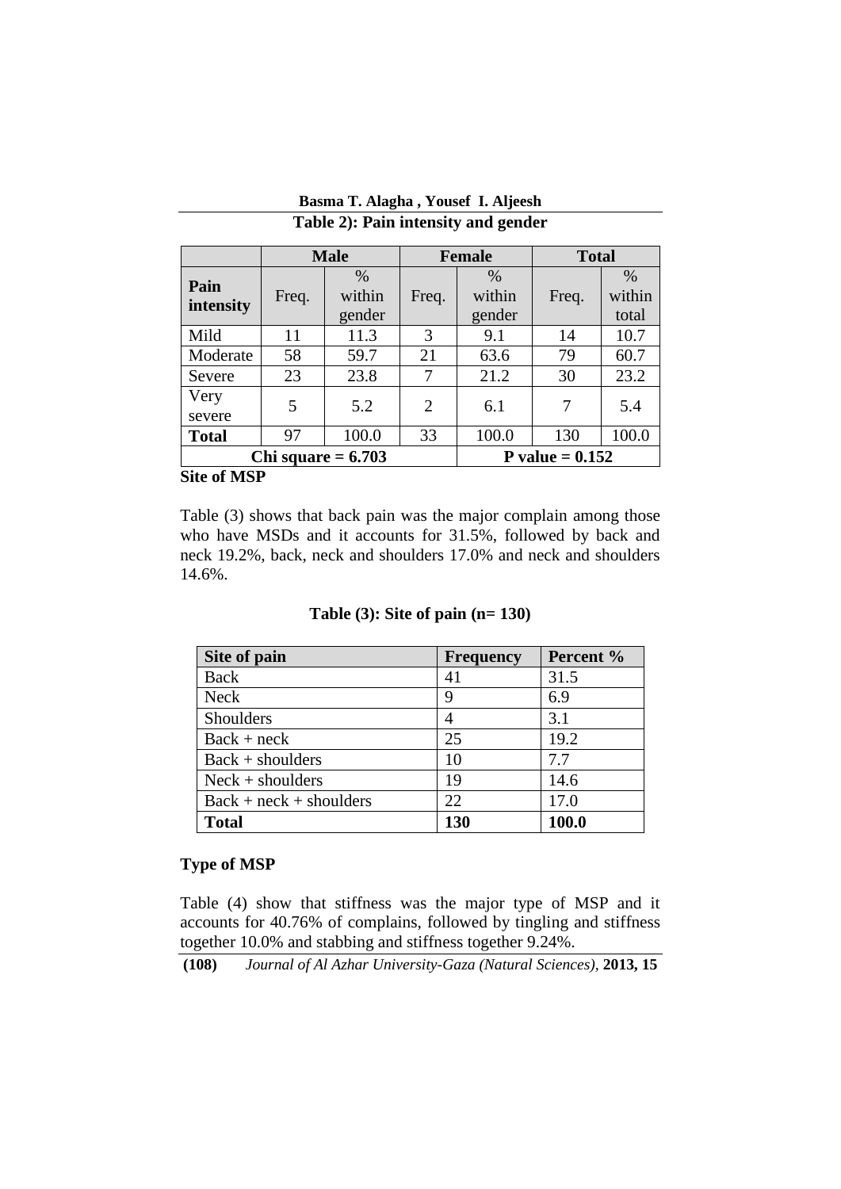**Table 2): Pain intensity and gender**

| | Male | | Female | | Total | |
|---|---|---|---|---|---|---|
| **Pain intensity** | Freq. | % within gender | Freq. | % within gender | Freq. | % within total |
| Mild | 11 | 11.3 | 3 | 9.1 | 14 | 10.7 |
| Moderate | 58 | 59.7 | 21 | 63.6 | 79 | 60.7 |
| Severe | 23 | 23.8 | 7 | 21.2 | 30 | 23.2 |
| Very severe | 5 | 5.2 | 2 | 6.1 | 7 | 5.4 |
| **Total** | 97 | 100.0 | 33 | 100.0 | 130 | 100.0 |
| **Chi square = 6.703** | | | | **P value = 0.152** | | |

**Site of MSP**

Table (3) shows that back pain was the major complain among those who have MSDs and it accounts for 31.5%, followed by back and neck 19.2%, back, neck and shoulders 17.0% and neck and shoulders 14.6%.

**Table (3): Site of pain (n= 130)**

| Site of pain | Frequency | Percent % |
|---|---|---|
| Back | 41 | 31.5 |
| Neck | 9 | 6.9 |
| Shoulders | 4 | 3.1 |
| Back + neck | 25 | 19.2 |
| Back + shoulders | 10 | 7.7 |
| Neck + shoulders | 19 | 14.6 |
| Back + neck + shoulders | 22 | 17.0 |
| **Total** | **130** | **100.0** |

**Type of MSP**

Table (4) show that stiffness was the major type of MSP and it accounts for 40.76% of complains, followed by tingling and stiffness together 10.0% and stabbing and stiffness together 9.24%.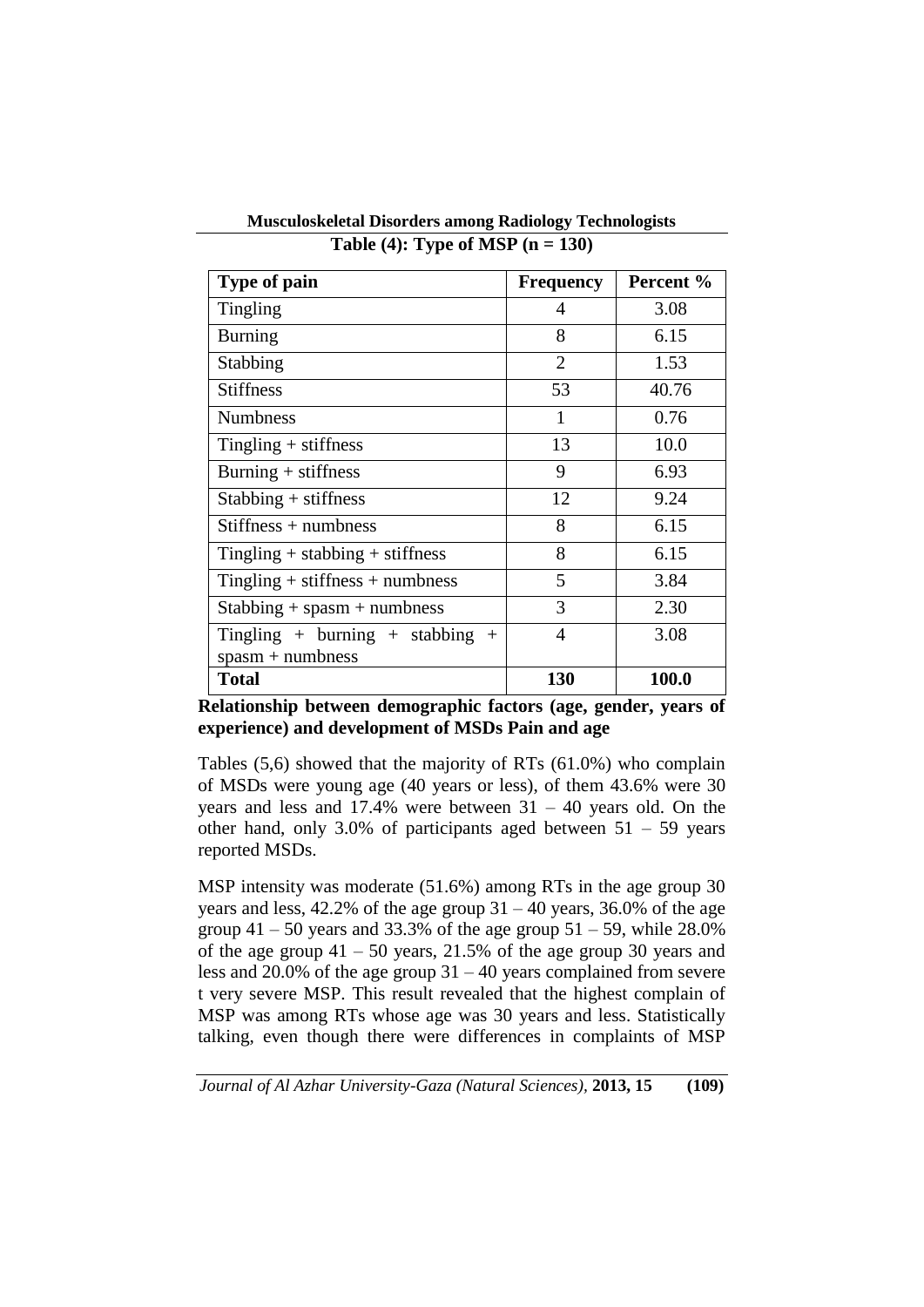**Table (4): Type of MSP (n = 130)**

| Type of pain | Frequency | Percent % |
|---|---|---|
| Tingling | 4 | 3.08 |
| Burning | 8 | 6.15 |
| Stabbing | 2 | 1.53 |
| Stiffness | 53 | 40.76 |
| Numbness | 1 | 0.76 |
| Tingling + stiffness | 13 | 10.0 |
| Burning + stiffness | 9 | 6.93 |
| Stabbing + stiffness | 12 | 9.24 |
| Stiffness + numbness | 8 | 6.15 |
| Tingling + stabbing + stiffness | 8 | 6.15 |
| Tingling + stiffness + numbness | 5 | 3.84 |
| Stabbing + spasm + numbness | 3 | 2.30 |
| Tingling + burning + stabbing + spasm + numbness | 4 | 3.08 |
| **Total** | **130** | **100.0** |

**Relationship between demographic factors (age, gender, years of experience) and development of MSDs Pain and age**

Tables (5,6) showed that the majority of RTs (61.0%) who complain of MSDs were young age (40 years or less), of them 43.6% were 30 years and less and 17.4% were between 31 – 40 years old. On the other hand, only 3.0% of participants aged between 51 – 59 years reported MSDs.

MSP intensity was moderate (51.6%) among RTs in the age group 30 years and less, 42.2% of the age group 31 – 40 years, 36.0% of the age group 41 – 50 years and 33.3% of the age group 51 – 59, while 28.0% of the age group 41 – 50 years, 21.5% of the age group 30 years and less and 20.0% of the age group 31 – 40 years complained from severe t very severe MSP. This result revealed that the highest complain of MSP was among RTs whose age was 30 years and less. Statistically talking, even though there were differences in complaints of MSP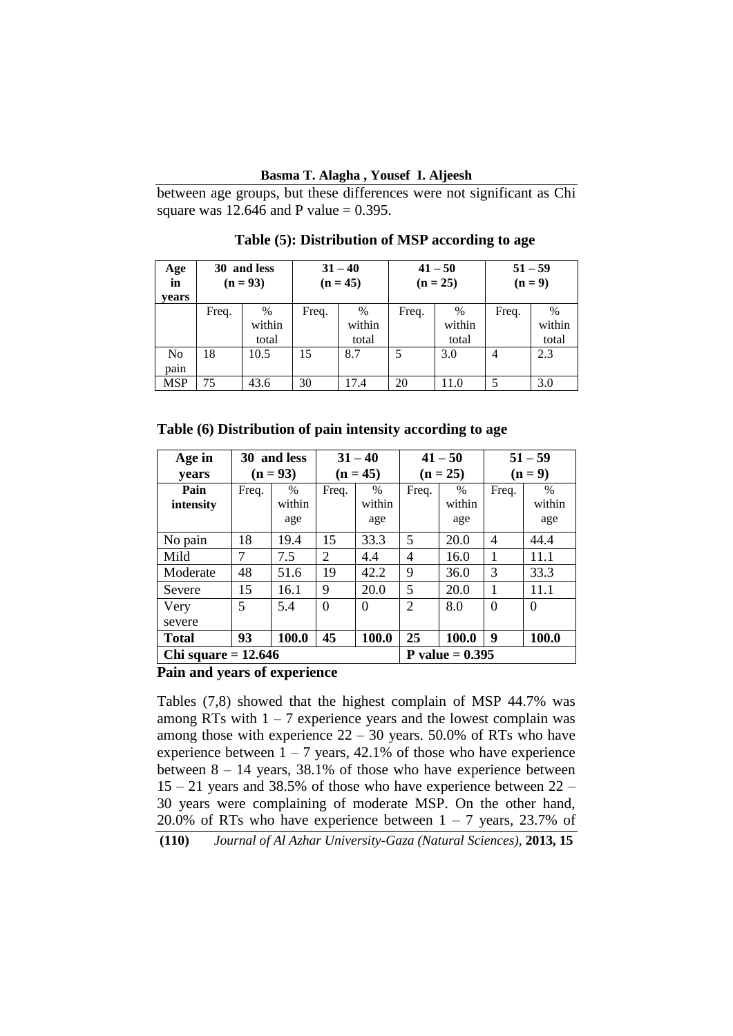between age groups, but these differences were not significant as Chi square was 12.646 and P value = 0.395.

**Table (5): Distribution of MSP according to age**

| Age in years | 30 and less (n = 93) | | 31 – 40 (n = 45) | | 41 – 50 (n = 25) | | 51 – 59 (n = 9) | |
|---|---|---|---|---|---|---|---|---|
| | Freq. | % within total | Freq. | % within total | Freq. | % within total | Freq. | % within total |
| No pain | 18 | 10.5 | 15 | 8.7 | 5 | 3.0 | 4 | 2.3 |
| MSP | 75 | 43.6 | 30 | 17.4 | 20 | 11.0 | 5 | 3.0 |

**Table (6) Distribution of pain intensity according to age**

| Age in years | 30 and less (n = 93) | | 31 – 40 (n = 45) | | 41 – 50 (n = 25) | | 51 – 59 (n = 9) | |
|---|---|---|---|---|---|---|---|---|
| **Pain intensity** | Freq. | % within age | Freq. | % within age | Freq. | % within age | Freq. | % within age |
| No pain | 18 | 19.4 | 15 | 33.3 | 5 | 20.0 | 4 | 44.4 |
| Mild | 7 | 7.5 | 2 | 4.4 | 4 | 16.0 | 1 | 11.1 |
| Moderate | 48 | 51.6 | 19 | 42.2 | 9 | 36.0 | 3 | 33.3 |
| Severe | 15 | 16.1 | 9 | 20.0 | 5 | 20.0 | 1 | 11.1 |
| Very severe | 5 | 5.4 | 0 | 0 | 2 | 8.0 | 0 | 0 |
| **Total** | **93** | **100.0** | **45** | **100.0** | **25** | **100.0** | **9** | **100.0** |
| **Chi square = 12.646** | | | | | **P value = 0.395** | | | |

**Pain and years of experience**

Tables (7,8) showed that the highest complain of MSP 44.7% was among RTs with 1 – 7 experience years and the lowest complain was among those with experience 22 – 30 years. 50.0% of RTs who have experience between 1 – 7 years, 42.1% of those who have experience between 8 – 14 years, 38.1% of those who have experience between 15 – 21 years and 38.5% of those who have experience between 22 – 30 years were complaining of moderate MSP. On the other hand, 20.0% of RTs who have experience between 1 – 7 years, 23.7% of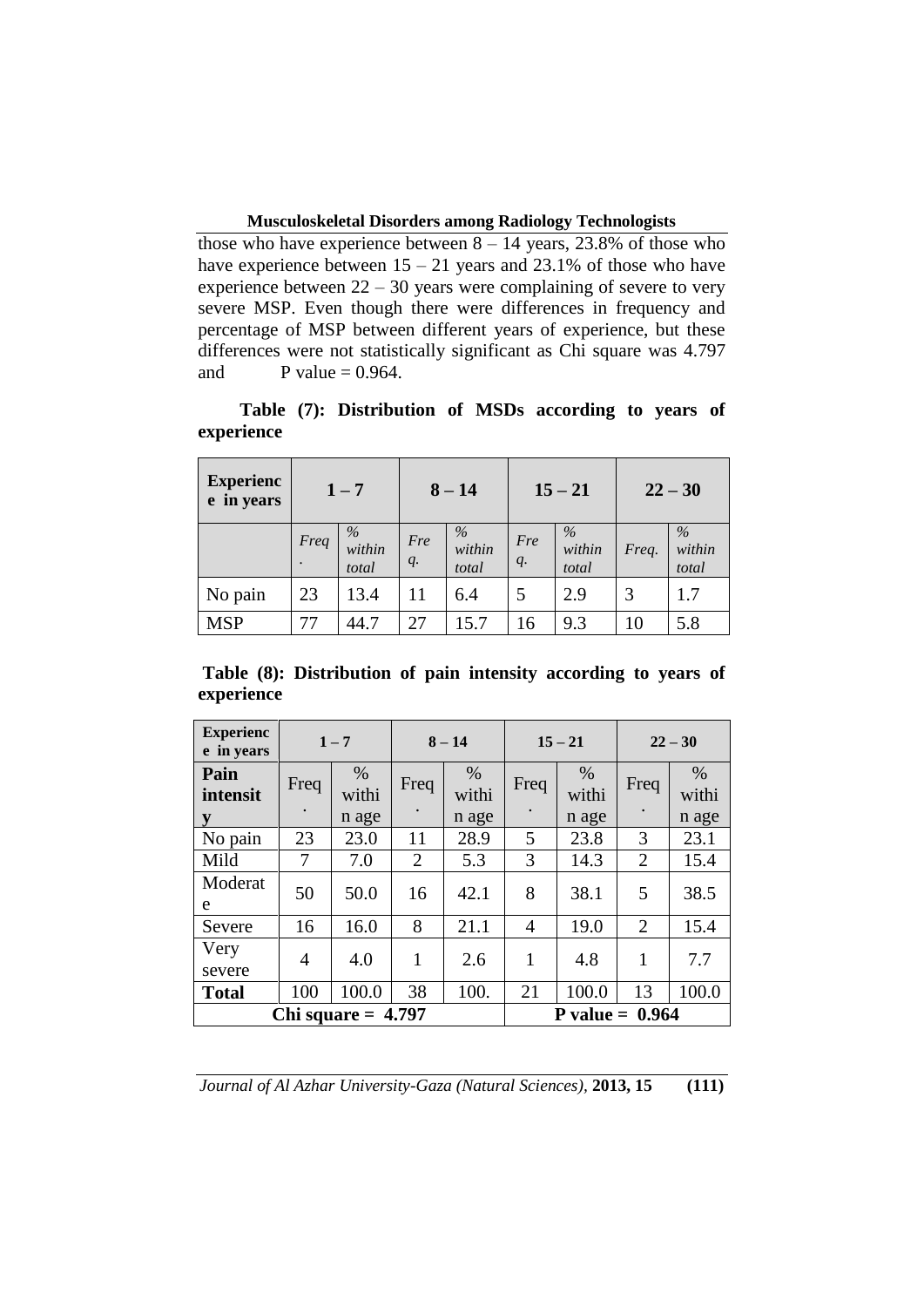those who have experience between 8 – 14 years, 23.8% of those who have experience between 15 – 21 years and 23.1% of those who have experience between 22 – 30 years were complaining of severe to very severe MSP. Even though there were differences in frequency and percentage of MSP between different years of experience, but these differences were not statistically significant as Chi square was 4.797 and P value = 0.964.

**Table (7): Distribution of MSDs according to years of experience**

| **Experience in years** | **1 – 7** | | **8 – 14** | | **15 – 21** | | **22 – 30** | |
|---|---|---|---|---|---|---|---|---|
| | *Freq.* | *% within total* | *Freq.* | *% within total* | *Freq.* | *% within total* | *Freq.* | *% within total* |
| No pain | 23 | 13.4 | 11 | 6.4 | 5 | 2.9 | 3 | 1.7 |
| MSP | 77 | 44.7 | 27 | 15.7 | 16 | 9.3 | 10 | 5.8 |

**Table (8): Distribution of pain intensity according to years of experience**

| **Experience in years** | **1 – 7** | | **8 – 14** | | **15 – 21** | | **22 – 30** | |
|---|---|---|---|---|---|---|---|---|
| **Pain intensity** | Freq. | % within age | Freq. | % within age | Freq. | % within age | Freq. | % within age |
| No pain | 23 | 23.0 | 11 | 28.9 | 5 | 23.8 | 3 | 23.1 |
| Mild | 7 | 7.0 | 2 | 5.3 | 3 | 14.3 | 2 | 15.4 |
| Moderate | 50 | 50.0 | 16 | 42.1 | 8 | 38.1 | 5 | 38.5 |
| Severe | 16 | 16.0 | 8 | 21.1 | 4 | 19.0 | 2 | 15.4 |
| Very severe | 4 | 4.0 | 1 | 2.6 | 1 | 4.8 | 1 | 7.7 |
| **Total** | 100 | 100.0 | 38 | 100. | 21 | 100.0 | 13 | 100.0 |
| **Chi square = 4.797** | | | | | **P value = 0.964** | | | |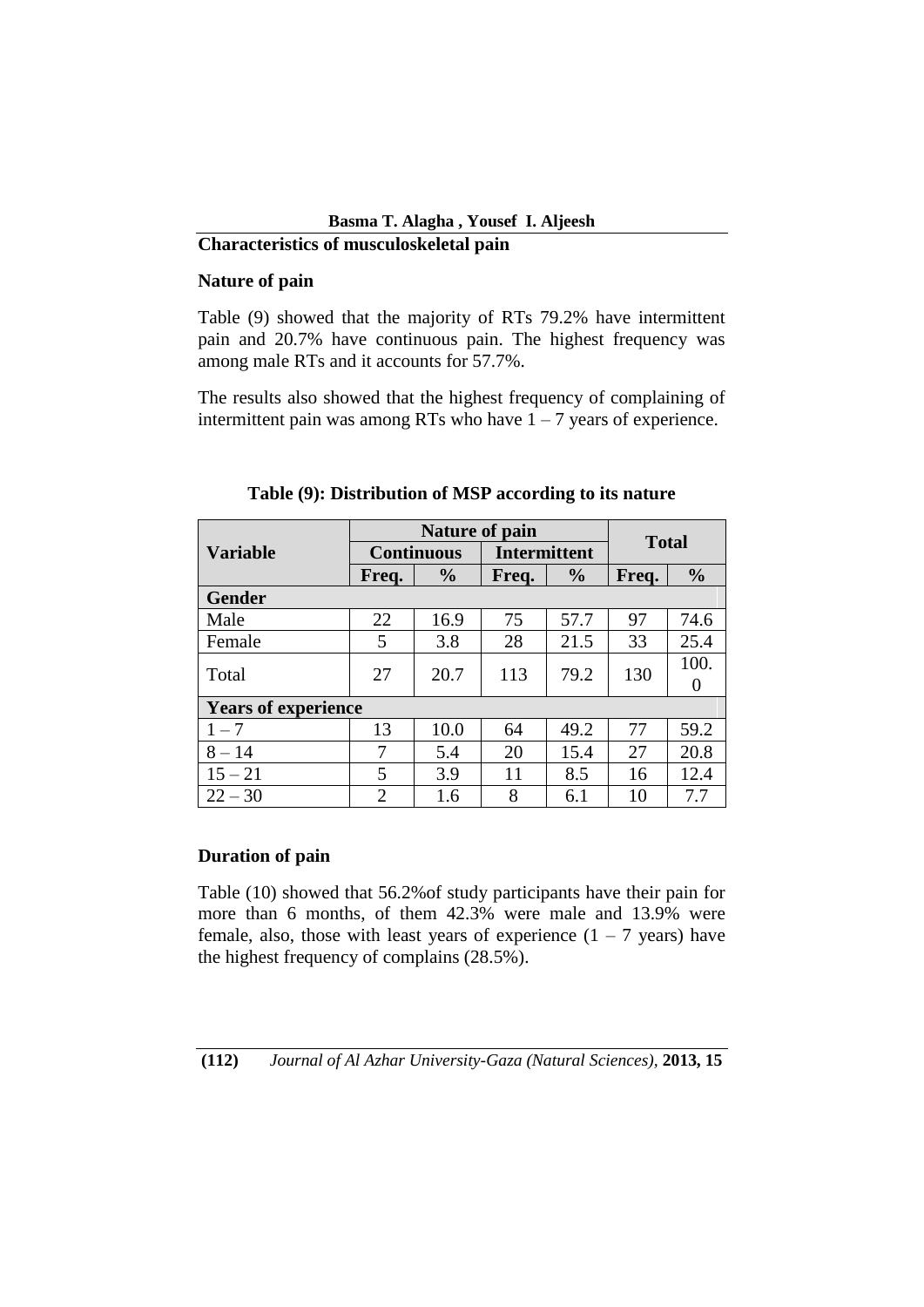### Characteristics of musculoskeletal pain

#### Nature of pain

Table (9) showed that the majority of RTs 79.2% have intermittent pain and 20.7% have continuous pain. The highest frequency was among male RTs and it accounts for 57.7%.

The results also showed that the highest frequency of complaining of intermittent pain was among RTs who have 1 – 7 years of experience.

**Table (9): Distribution of MSP according to its nature**

| Variable | Nature of pain | | | | Total | |
|---|---|---|---|---|---|---|
| | Continuous | | Intermittent | | | |
| | Freq. | % | Freq. | % | Freq. | % |
| **Gender** | | | | | | |
| Male | 22 | 16.9 | 75 | 57.7 | 97 | 74.6 |
| Female | 5 | 3.8 | 28 | 21.5 | 33 | 25.4 |
| Total | 27 | 20.7 | 113 | 79.2 | 130 | 100.0 |
| **Years of experience** | | | | | | |
| 1 – 7 | 13 | 10.0 | 64 | 49.2 | 77 | 59.2 |
| 8 – 14 | 7 | 5.4 | 20 | 15.4 | 27 | 20.8 |
| 15 – 21 | 5 | 3.9 | 11 | 8.5 | 16 | 12.4 |
| 22 – 30 | 2 | 1.6 | 8 | 6.1 | 10 | 7.7 |

#### Duration of pain

Table (10) showed that 56.2%of study participants have their pain for more than 6 months, of them 42.3% were male and 13.9% were female, also, those with least years of experience (1 – 7 years) have the highest frequency of complains (28.5%).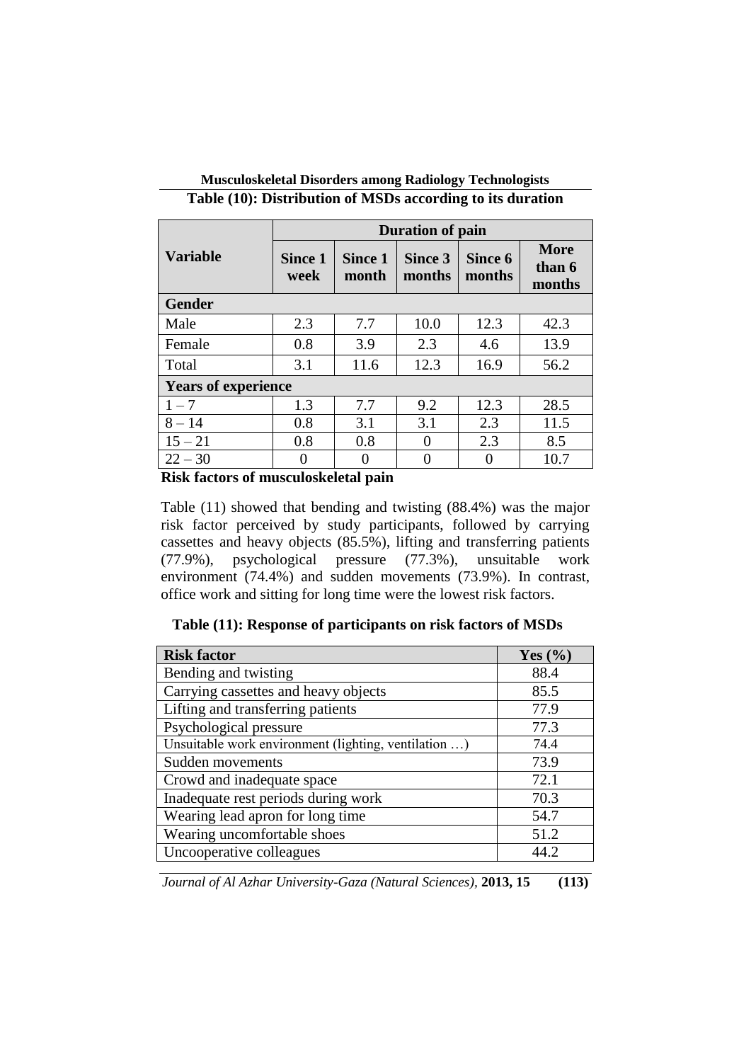**Table (10): Distribution of MSDs according to its duration**

| Variable | Duration of pain | | | | |
|---|---|---|---|---|---|
| | Since 1 week | Since 1 month | Since 3 months | Since 6 months | More than 6 months |
| **Gender** | | | | | |
| Male | 2.3 | 7.7 | 10.0 | 12.3 | 42.3 |
| Female | 0.8 | 3.9 | 2.3 | 4.6 | 13.9 |
| Total | 3.1 | 11.6 | 12.3 | 16.9 | 56.2 |
| **Years of experience** | | | | | |
| 1 – 7 | 1.3 | 7.7 | 9.2 | 12.3 | 28.5 |
| 8 – 14 | 0.8 | 3.1 | 3.1 | 2.3 | 11.5 |
| 15 – 21 | 0.8 | 0.8 | 0 | 2.3 | 8.5 |
| 22 – 30 | 0 | 0 | 0 | 0 | 10.7 |

**Risk factors of musculoskeletal pain**

Table (11) showed that bending and twisting (88.4%) was the major risk factor perceived by study participants, followed by carrying cassettes and heavy objects (85.5%), lifting and transferring patients (77.9%), psychological pressure (77.3%), unsuitable work environment (74.4%) and sudden movements (73.9%). In contrast, office work and sitting for long time were the lowest risk factors.

**Table (11): Response of participants on risk factors of MSDs**

| Risk factor | Yes (%) |
|---|---|
| Bending and twisting | 88.4 |
| Carrying cassettes and heavy objects | 85.5 |
| Lifting and transferring patients | 77.9 |
| Psychological pressure | 77.3 |
| Unsuitable work environment (lighting, ventilation …) | 74.4 |
| Sudden movements | 73.9 |
| Crowd and inadequate space | 72.1 |
| Inadequate rest periods during work | 70.3 |
| Wearing lead apron for long time | 54.7 |
| Wearing uncomfortable shoes | 51.2 |
| Uncooperative colleagues | 44.2 |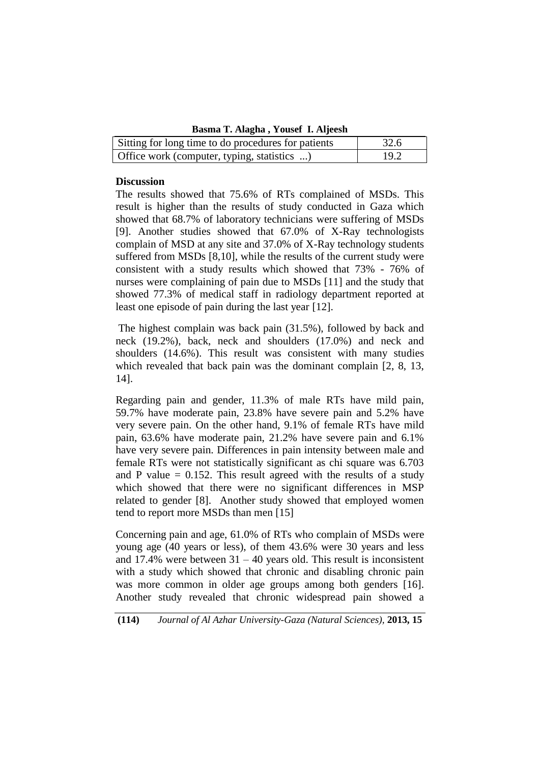| Sitting for long time to do procedures for patients | 32.6 |
|---|---|
| Office work (computer, typing, statistics ...) | 19.2 |

**Discussion**

The results showed that 75.6% of RTs complained of MSDs. This result is higher than the results of study conducted in Gaza which showed that 68.7% of laboratory technicians were suffering of MSDs [9]. Another studies showed that 67.0% of X-Ray technologists complain of MSD at any site and 37.0% of X-Ray technology students suffered from MSDs [8,10], while the results of the current study were consistent with a study results which showed that 73% - 76% of nurses were complaining of pain due to MSDs [11] and the study that showed 77.3% of medical staff in radiology department reported at least one episode of pain during the last year [12].

The highest complain was back pain (31.5%), followed by back and neck (19.2%), back, neck and shoulders (17.0%) and neck and shoulders (14.6%). This result was consistent with many studies which revealed that back pain was the dominant complain [2, 8, 13, 14].

Regarding pain and gender, 11.3% of male RTs have mild pain, 59.7% have moderate pain, 23.8% have severe pain and 5.2% have very severe pain. On the other hand, 9.1% of female RTs have mild pain, 63.6% have moderate pain, 21.2% have severe pain and 6.1% have very severe pain. Differences in pain intensity between male and female RTs were not statistically significant as chi square was 6.703 and P value = 0.152. This result agreed with the results of a study which showed that there were no significant differences in MSP related to gender [8]. Another study showed that employed women tend to report more MSDs than men [15]

Concerning pain and age, 61.0% of RTs who complain of MSDs were young age (40 years or less), of them 43.6% were 30 years and less and 17.4% were between 31 – 40 years old. This result is inconsistent with a study which showed that chronic and disabling chronic pain was more common in older age groups among both genders [16]. Another study revealed that chronic widespread pain showed a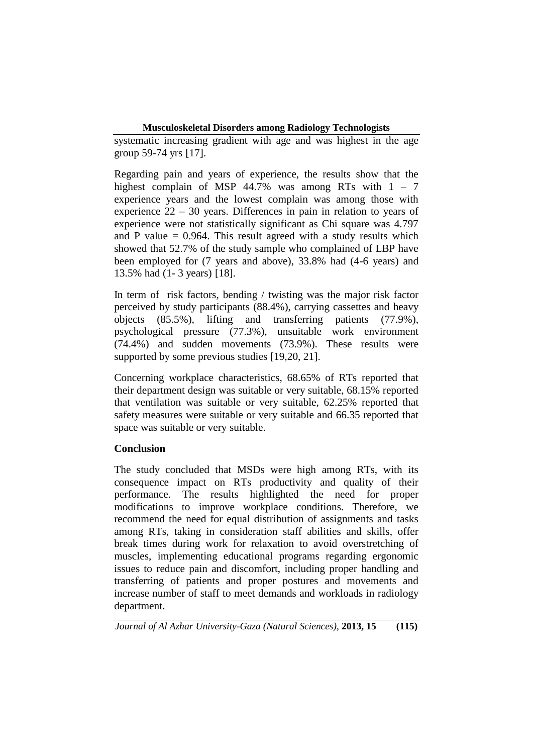systematic increasing gradient with age and was highest in the age group 59-74 yrs [17].

Regarding pain and years of experience, the results show that the highest complain of MSP 44.7% was among RTs with 1 – 7 experience years and the lowest complain was among those with experience 22 – 30 years. Differences in pain in relation to years of experience were not statistically significant as Chi square was 4.797 and P value = 0.964. This result agreed with a study results which showed that 52.7% of the study sample who complained of LBP have been employed for (7 years and above), 33.8% had (4-6 years) and 13.5% had (1- 3 years) [18].

In term of risk factors, bending / twisting was the major risk factor perceived by study participants (88.4%), carrying cassettes and heavy objects (85.5%), lifting and transferring patients (77.9%), psychological pressure (77.3%), unsuitable work environment (74.4%) and sudden movements (73.9%). These results were supported by some previous studies [19,20, 21].

Concerning workplace characteristics, 68.65% of RTs reported that their department design was suitable or very suitable, 68.15% reported that ventilation was suitable or very suitable, 62.25% reported that safety measures were suitable or very suitable and 66.35 reported that space was suitable or very suitable.

## Conclusion

The study concluded that MSDs were high among RTs, with its consequence impact on RTs productivity and quality of their performance. The results highlighted the need for proper modifications to improve workplace conditions. Therefore, we recommend the need for equal distribution of assignments and tasks among RTs, taking in consideration staff abilities and skills, offer break times during work for relaxation to avoid overstretching of muscles, implementing educational programs regarding ergonomic issues to reduce pain and discomfort, including proper handling and transferring of patients and proper postures and movements and increase number of staff to meet demands and workloads in radiology department.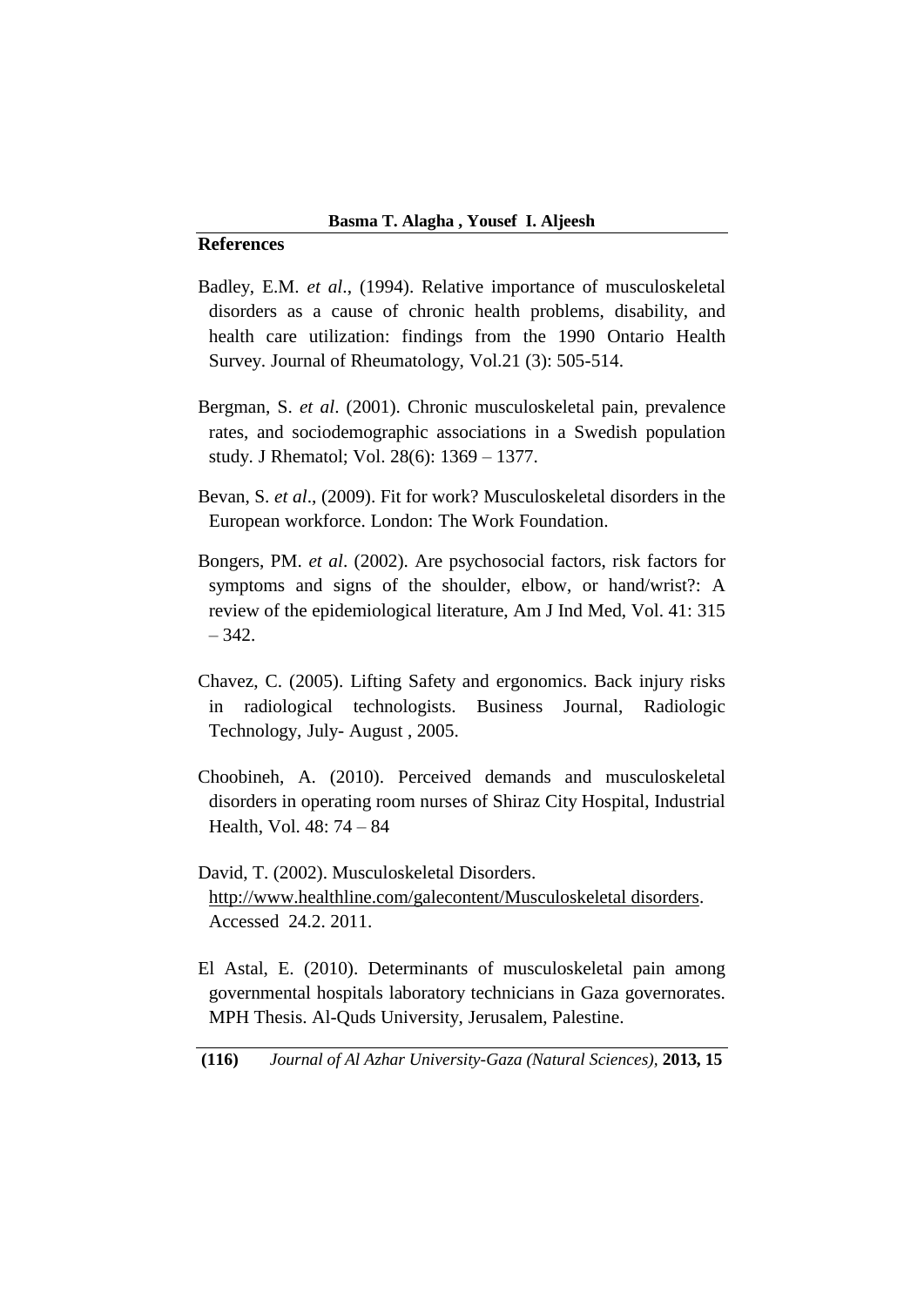## References

Badley, E.M. *et al*., (1994). Relative importance of musculoskeletal disorders as a cause of chronic health problems, disability, and health care utilization: findings from the 1990 Ontario Health Survey. Journal of Rheumatology, Vol.21 (3): 505-514.

Bergman, S. *et al*. (2001). Chronic musculoskeletal pain, prevalence rates, and sociodemographic associations in a Swedish population study. J Rhematol; Vol. 28(6): 1369 – 1377.

Bevan, S. *et al*., (2009). Fit for work? Musculoskeletal disorders in the European workforce. London: The Work Foundation.

Bongers, PM. *et al*. (2002). Are psychosocial factors, risk factors for symptoms and signs of the shoulder, elbow, or hand/wrist?: A review of the epidemiological literature, Am J Ind Med, Vol. 41: 315 – 342.

Chavez, C. (2005). Lifting Safety and ergonomics. Back injury risks in radiological technologists. Business Journal, Radiologic Technology, July- August , 2005.

Choobineh, A. (2010). Perceived demands and musculoskeletal disorders in operating room nurses of Shiraz City Hospital, Industrial Health, Vol. 48: 74 – 84

David, T. (2002). Musculoskeletal Disorders. http://www.healthline.com/galecontent/Musculoskeletal disorders. Accessed 24.2. 2011.

El Astal, E. (2010). Determinants of musculoskeletal pain among governmental hospitals laboratory technicians in Gaza governorates. MPH Thesis. Al-Quds University, Jerusalem, Palestine.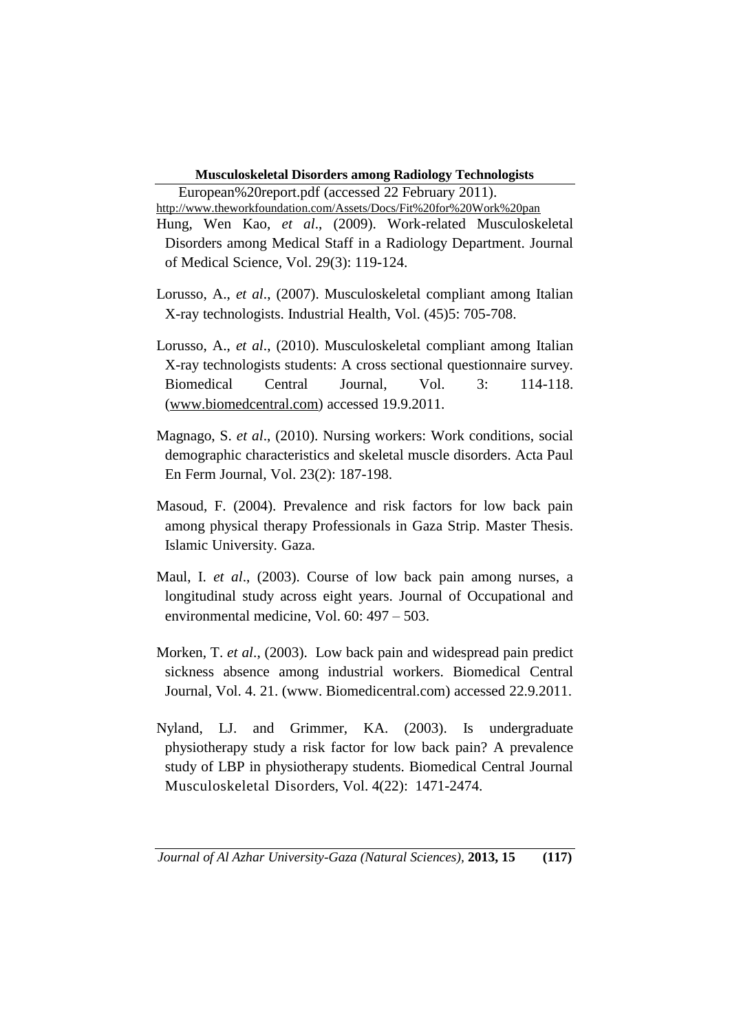European%20report.pdf (accessed 22 February 2011). http://www.theworkfoundation.com/Assets/Docs/Fit%20for%20Work%20pan

Hung, Wen Kao, *et al*., (2009). Work-related Musculoskeletal Disorders among Medical Staff in a Radiology Department. Journal of Medical Science, Vol. 29(3): 119-124.

Lorusso, A., *et al*., (2007). Musculoskeletal compliant among Italian X-ray technologists. Industrial Health, Vol. (45)5: 705-708.

Lorusso, A., *et al*., (2010). Musculoskeletal compliant among Italian X-ray technologists students: A cross sectional questionnaire survey. Biomedical Central Journal, Vol. 3: 114-118. (www.biomedcentral.com) accessed 19.9.2011.

Magnago, S. *et al*., (2010). Nursing workers: Work conditions, social demographic characteristics and skeletal muscle disorders. Acta Paul En Ferm Journal, Vol. 23(2): 187-198.

Masoud, F. (2004). Prevalence and risk factors for low back pain among physical therapy Professionals in Gaza Strip. Master Thesis. Islamic University. Gaza.

Maul, I. *et al*., (2003). Course of low back pain among nurses, a longitudinal study across eight years. Journal of Occupational and environmental medicine, Vol. 60: 497 – 503.

Morken, T. *et al*., (2003). Low back pain and widespread pain predict sickness absence among industrial workers. Biomedical Central Journal, Vol. 4. 21. (www. Biomedicentral.com) accessed 22.9.2011.

Nyland, LJ. and Grimmer, KA. (2003). Is undergraduate physiotherapy study a risk factor for low back pain? A prevalence study of LBP in physiotherapy students. Biomedical Central Journal Musculoskeletal Disorders, Vol. 4(22): 1471-2474.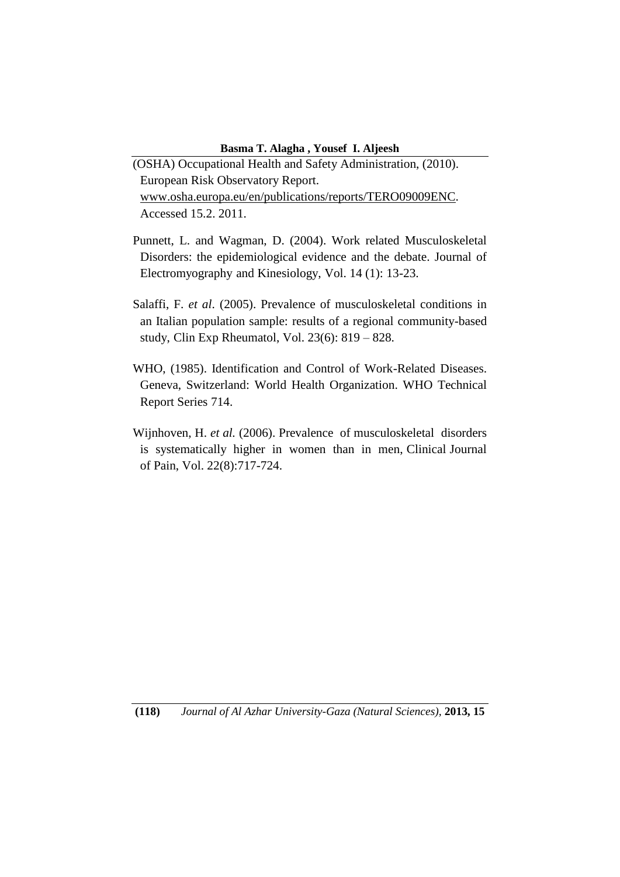(OSHA) Occupational Health and Safety Administration, (2010). European Risk Observatory Report. www.osha.europa.eu/en/publications/reports/TERO09009ENC. Accessed 15.2. 2011.

Punnett, L. and Wagman, D. (2004). Work related Musculoskeletal Disorders: the epidemiological evidence and the debate. Journal of Electromyography and Kinesiology, Vol. 14 (1): 13-23.

Salaffi, F. *et al*. (2005). Prevalence of musculoskeletal conditions in an Italian population sample: results of a regional community-based study, Clin Exp Rheumatol, Vol. 23(6): 819 – 828.

WHO, (1985). Identification and Control of Work-Related Diseases. Geneva, Switzerland: World Health Organization. WHO Technical Report Series 714.

Wijnhoven, H. *et al.* (2006). Prevalence of musculoskeletal disorders is systematically higher in women than in men, Clinical Journal of Pain, Vol. 22(8):717-724.